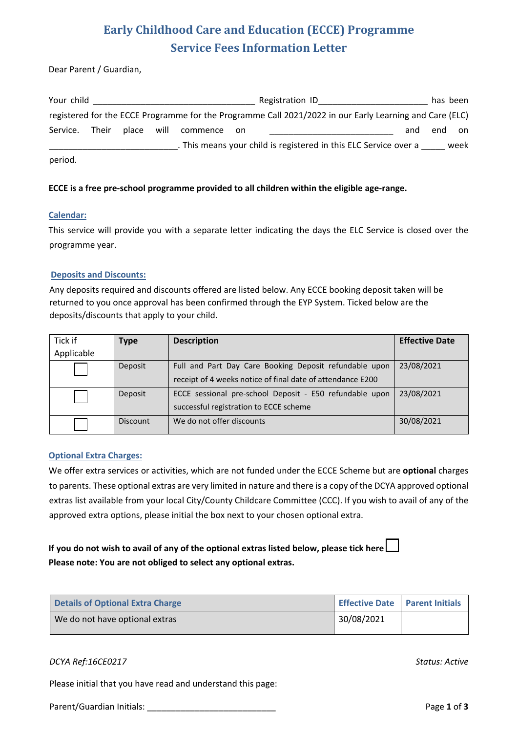# Early Childhood Care and Education (ECCE) Programme
## Service Fees Information Letter

Dear Parent / Guardian,

Your child ________________________________ Registration ID_____________________ has been registered for the ECCE Programme for the Programme Call 2021/2022 in our Early Learning and Care (ELC) Service. Their place will commence on ________________________ and end on _________________________. This means your child is registered in this ELC Service over a _____ week period.

**ECCE is a free pre-school programme provided to all children within the eligible age-range.**

### Calendar:

This service will provide you with a separate letter indicating the days the ELC Service is closed over the programme year.

### Deposits and Discounts:

Any deposits required and discounts offered are listed below. Any ECCE booking deposit taken will be returned to you once approval has been confirmed through the EYP System. Ticked below are the deposits/discounts that apply to your child.

| Tick if Applicable | Type | Description | Effective Date |
|---|---|---|---|
| ☐ | Deposit | Full and Part Day Care Booking Deposit refundable upon receipt of 4 weeks notice of final date of attendance E200 | 23/08/2021 |
| ☐ | Deposit | ECCE sessional pre-school Deposit - E50 refundable upon successful registration to ECCE scheme | 23/08/2021 |
| ☐ | Discount | We do not offer discounts | 30/08/2021 |

### Optional Extra Charges:

We offer extra services or activities, which are not funded under the ECCE Scheme but are **optional** charges to parents. These optional extras are very limited in nature and there is a copy of the DCYA approved optional extras list available from your local City/County Childcare Committee (CCC). If you wish to avail of any of the approved extra options, please initial the box next to your chosen optional extra.

**If you do not wish to avail of any of the optional extras listed below, please tick here** ☐
**Please note: You are not obliged to select any optional extras.**

| Details of Optional Extra Charge | Effective Date | Parent Initials |
|---|---|---|
| We do not have optional extras | 30/08/2021 | |

*DCYA Ref:16CE0217* *Status: Active*

Please initial that you have read and understand this page:

Parent/Guardian Initials: ___________________________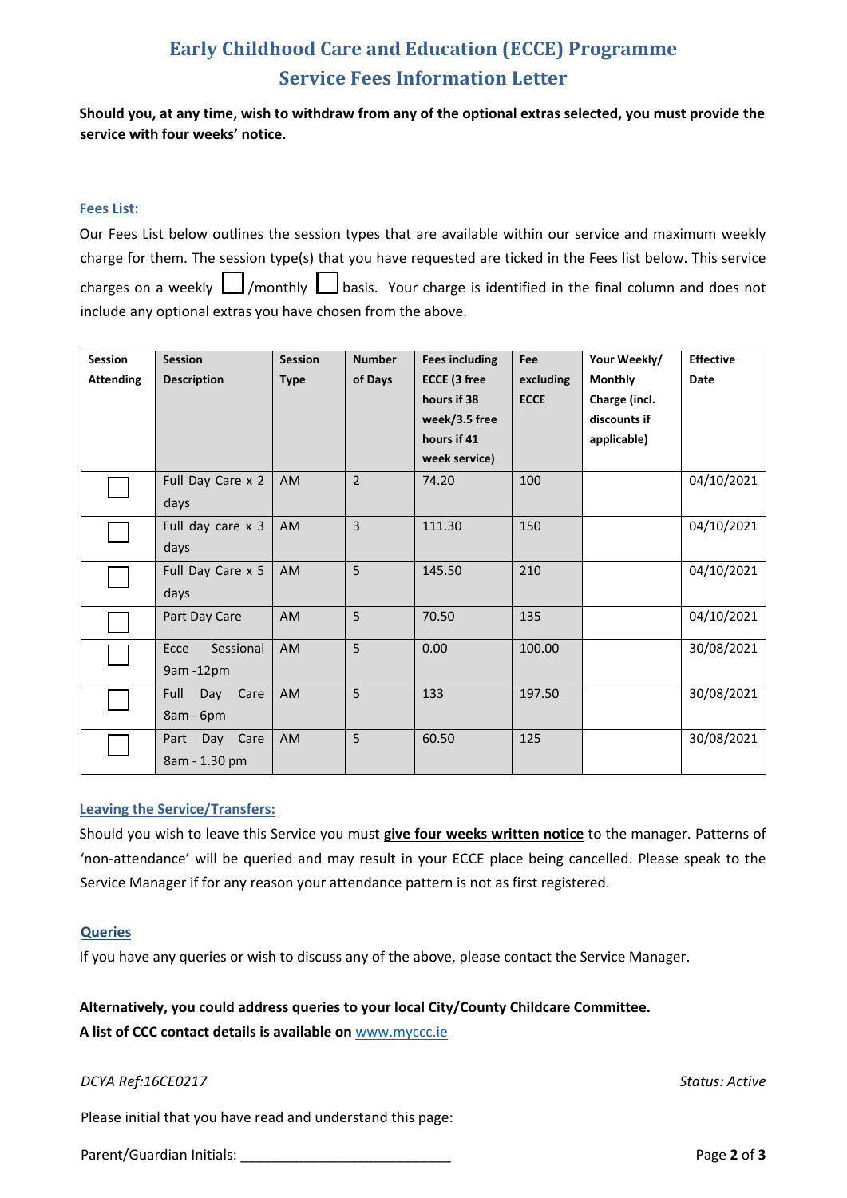# Early Childhood Care and Education (ECCE) Programme
## Service Fees Information Letter

**Should you, at any time, wish to withdraw from any of the optional extras selected, you must provide the service with four weeks' notice.**

### Fees List:

Our Fees List below outlines the session types that are available within our service and maximum weekly charge for them. The session type(s) that you have requested are ticked in the Fees list below. This service charges on a weekly ☐ /monthly ☐ basis. Your charge is identified in the final column and does not include any optional extras you have chosen from the above.

| Session Attending | Session Description | Session Type | Number of Days | Fees including ECCE (3 free hours if 38 week/3.5 free hours if 41 week service) | Fee excluding ECCE | Your Weekly/ Monthly Charge (incl. discounts if applicable) | Effective Date |
|---|---|---|---|---|---|---|---|
| ☐ | Full Day Care x 2 days | AM | 2 | 74.20 | 100 | | 04/10/2021 |
| ☐ | Full day care x 3 days | AM | 3 | 111.30 | 150 | | 04/10/2021 |
| ☐ | Full Day Care x 5 days | AM | 5 | 145.50 | 210 | | 04/10/2021 |
| ☐ | Part Day Care | AM | 5 | 70.50 | 135 | | 04/10/2021 |
| ☐ | Ecce Sessional 9am -12pm | AM | 5 | 0.00 | 100.00 | | 30/08/2021 |
| ☐ | Full Day Care 8am - 6pm | AM | 5 | 133 | 197.50 | | 30/08/2021 |
| ☐ | Part Day Care 8am - 1.30 pm | AM | 5 | 60.50 | 125 | | 30/08/2021 |

### Leaving the Service/Transfers:

Should you wish to leave this Service you must **give four weeks written notice** to the manager. Patterns of 'non-attendance' will be queried and may result in your ECCE place being cancelled. Please speak to the Service Manager if for any reason your attendance pattern is not as first registered.

### Queries

If you have any queries or wish to discuss any of the above, please contact the Service Manager.

**Alternatively, you could address queries to your local City/County Childcare Committee.**
**A list of CCC contact details is available on** www.myccc.ie

*DCYA Ref:16CE0217* *Status: Active*

Please initial that you have read and understand this page:

Parent/Guardian Initials: ___________________________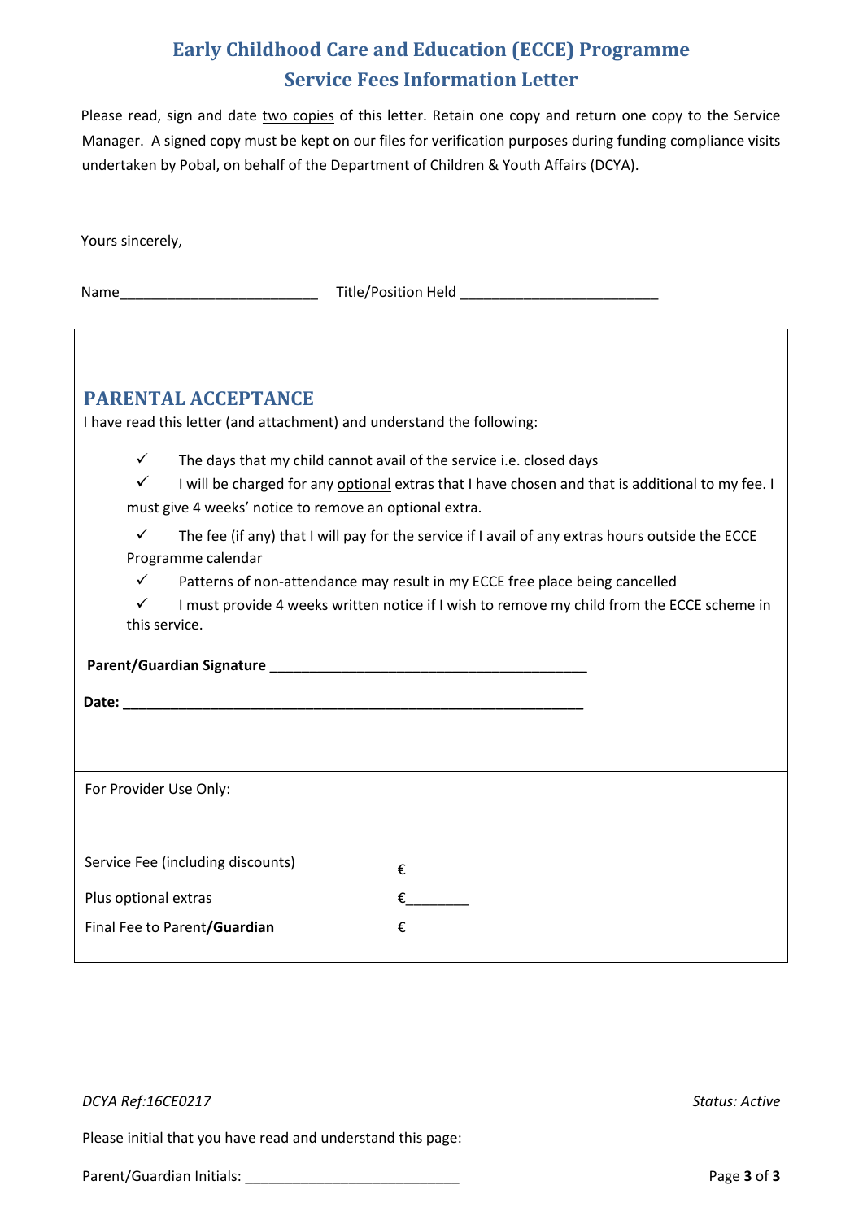# Early Childhood Care and Education (ECCE) Programme
## Service Fees Information Letter

Please read, sign and date two copies of this letter. Retain one copy and return one copy to the Service Manager. A signed copy must be kept on our files for verification purposes during funding compliance visits undertaken by Pobal, on behalf of the Department of Children & Youth Affairs (DCYA).

Yours sincerely,

Name_________________________ Title/Position Held _________________________

## PARENTAL ACCEPTANCE

I have read this letter (and attachment) and understand the following:

- ✓ The days that my child cannot avail of the service i.e. closed days
- ✓ I will be charged for any optional extras that I have chosen and that is additional to my fee. I must give 4 weeks' notice to remove an optional extra.
- ✓ The fee (if any) that I will pay for the service if I avail of any extras hours outside the ECCE Programme calendar
- ✓ Patterns of non-attendance may result in my ECCE free place being cancelled
- ✓ I must provide 4 weeks written notice if I wish to remove my child from the ECCE scheme in this service.

**Parent/Guardian Signature ________________________________________**

**Date: __________________________________________________________**

For Provider Use Only:

| | |
|---|---|
| Service Fee (including discounts) | € |
| Plus optional extras | €________ |
| Final Fee to Parent/**Guardian** | € |

*DCYA Ref:16CE0217* *Status: Active*

Please initial that you have read and understand this page:

Parent/Guardian Initials: ___________________________